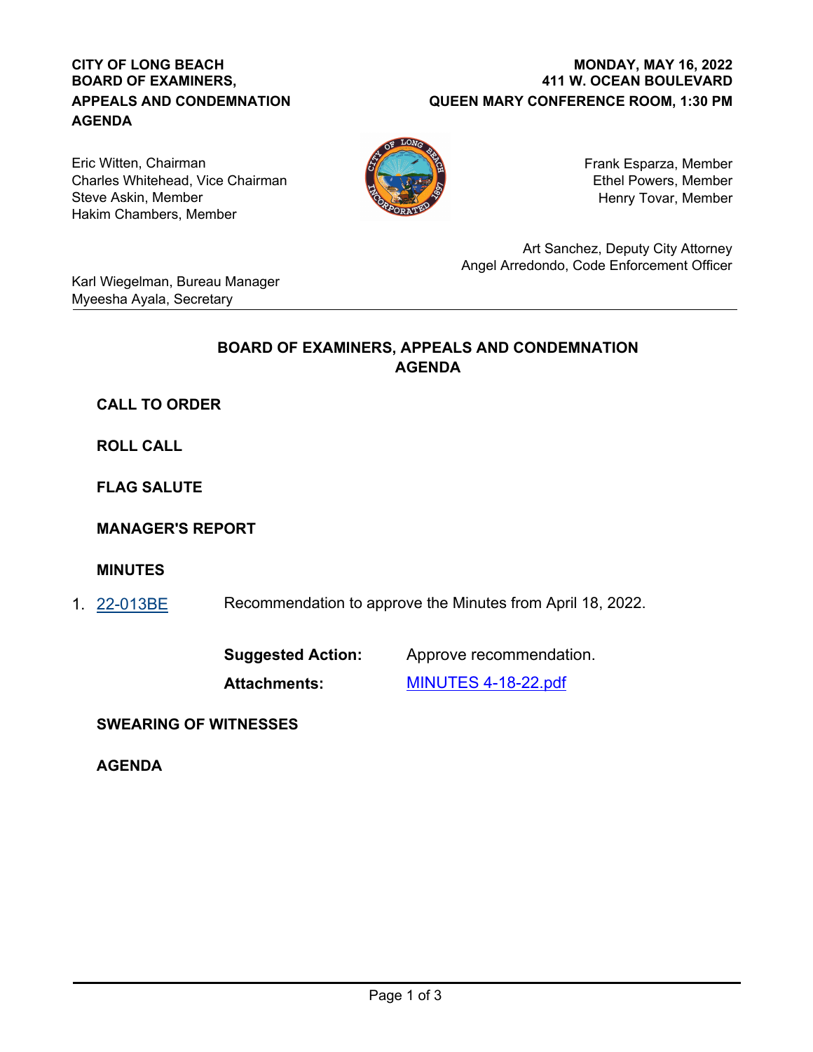**CITY OF LONG BEACH**
**BOARD OF EXAMINERS,**
**APPEALS AND CONDEMNATION**
**AGENDA**

**MONDAY, MAY 16, 2022**
**411 W. OCEAN BOULEVARD**
**QUEEN MARY CONFERENCE ROOM, 1:30 PM**

Eric Witten, Chairman
Charles Whitehead, Vice Chairman
Steve Askin, Member
Hakim Chambers, Member

Frank Esparza, Member
Ethel Powers, Member
Henry Tovar, Member

Art Sanchez, Deputy City Attorney
Angel Arredondo, Code Enforcement Officer

Karl Wiegelman, Bureau Manager
Myeesha Ayala, Secretary

---

## BOARD OF EXAMINERS, APPEALS AND CONDEMNATION AGENDA

**CALL TO ORDER**

**ROLL CALL**

**FLAG SALUTE**

**MANAGER'S REPORT**

**MINUTES**

1. 22-013BE Recommendation to approve the Minutes from April 18, 2022.

   **Suggested Action:** Approve recommendation.

   **Attachments:** MINUTES 4-18-22.pdf

**SWEARING OF WITNESSES**

**AGENDA**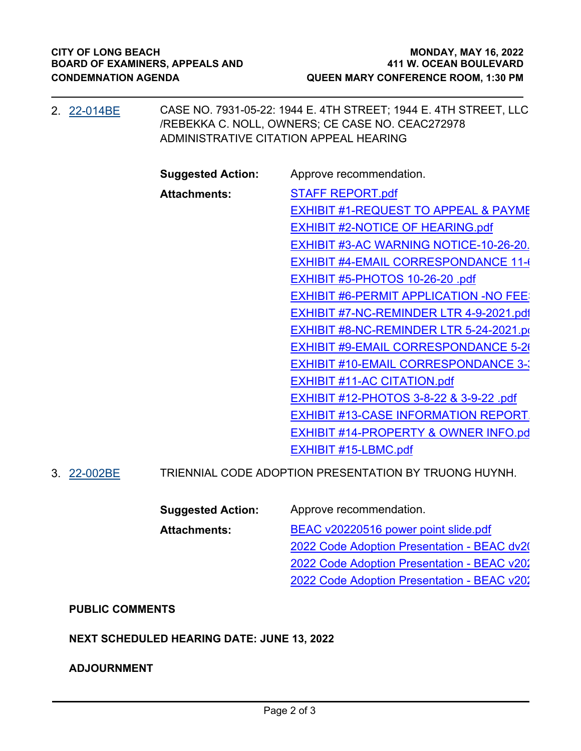2. 22-014BE CASE NO. 7931-05-22: 1944 E. 4TH STREET; 1944 E. 4TH STREET, LLC /REBEKKA C. NOLL, OWNERS; CE CASE NO. CEAC272978 ADMINISTRATIVE CITATION APPEAL HEARING

**Suggested Action:** Approve recommendation.

**Attachments:**
- STAFF REPORT.pdf
- EXHIBIT #1-REQUEST TO APPEAL & PAYME
- EXHIBIT #2-NOTICE OF HEARING.pdf
- EXHIBIT #3-AC WARNING NOTICE-10-26-20.
- EXHIBIT #4-EMAIL CORRESPONDANCE 11-(
- EXHIBIT #5-PHOTOS 10-26-20 .pdf
- EXHIBIT #6-PERMIT APPLICATION -NO FEE
- EXHIBIT #7-NC-REMINDER LTR 4-9-2021.pdf
- EXHIBIT #8-NC-REMINDER LTR 5-24-2021.p
- EXHIBIT #9-EMAIL CORRESPONDANCE 5-2
- EXHIBIT #10-EMAIL CORRESPONDANCE 3-
- EXHIBIT #11-AC CITATION.pdf
- EXHIBIT #12-PHOTOS 3-8-22 & 3-9-22 .pdf
- EXHIBIT #13-CASE INFORMATION REPORT.
- EXHIBIT #14-PROPERTY & OWNER INFO.pd
- EXHIBIT #15-LBMC.pdf

3. 22-002BE TRIENNIAL CODE ADOPTION PRESENTATION BY TRUONG HUYNH.

**Suggested Action:** Approve recommendation.

**Attachments:**
- BEAC v20220516 power point slide.pdf
- 2022 Code Adoption Presentation - BEAC dv2(
- 2022 Code Adoption Presentation - BEAC v202
- 2022 Code Adoption Presentation - BEAC v202

**PUBLIC COMMENTS**

**NEXT SCHEDULED HEARING DATE: JUNE 13, 2022**

**ADJOURNMENT**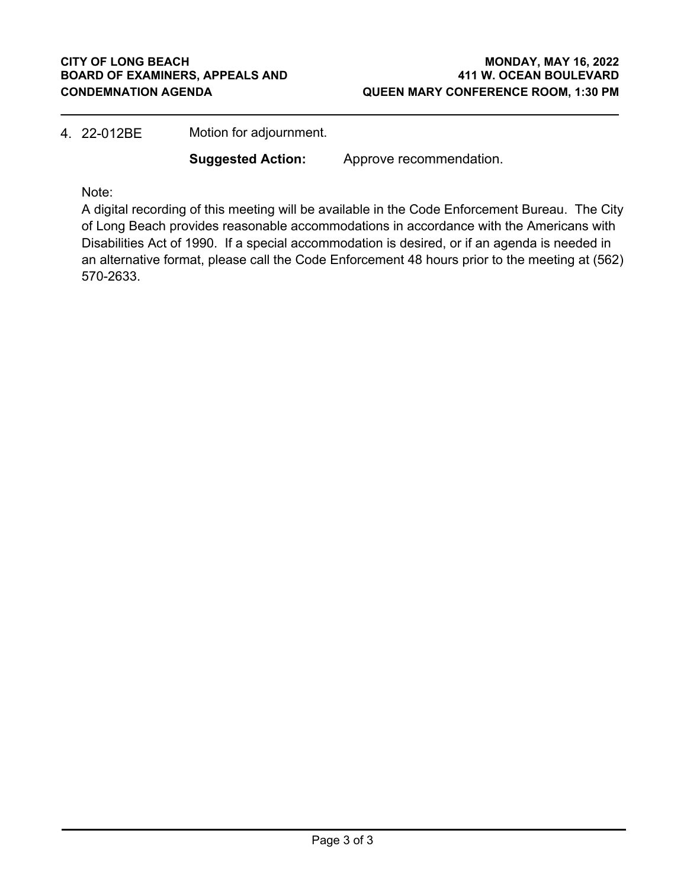4. 22-012BE Motion for adjournment.

**Suggested Action:** Approve recommendation.

Note:

A digital recording of this meeting will be available in the Code Enforcement Bureau. The City of Long Beach provides reasonable accommodations in accordance with the Americans with Disabilities Act of 1990. If a special accommodation is desired, or if an agenda is needed in an alternative format, please call the Code Enforcement 48 hours prior to the meeting at (562) 570-2633.